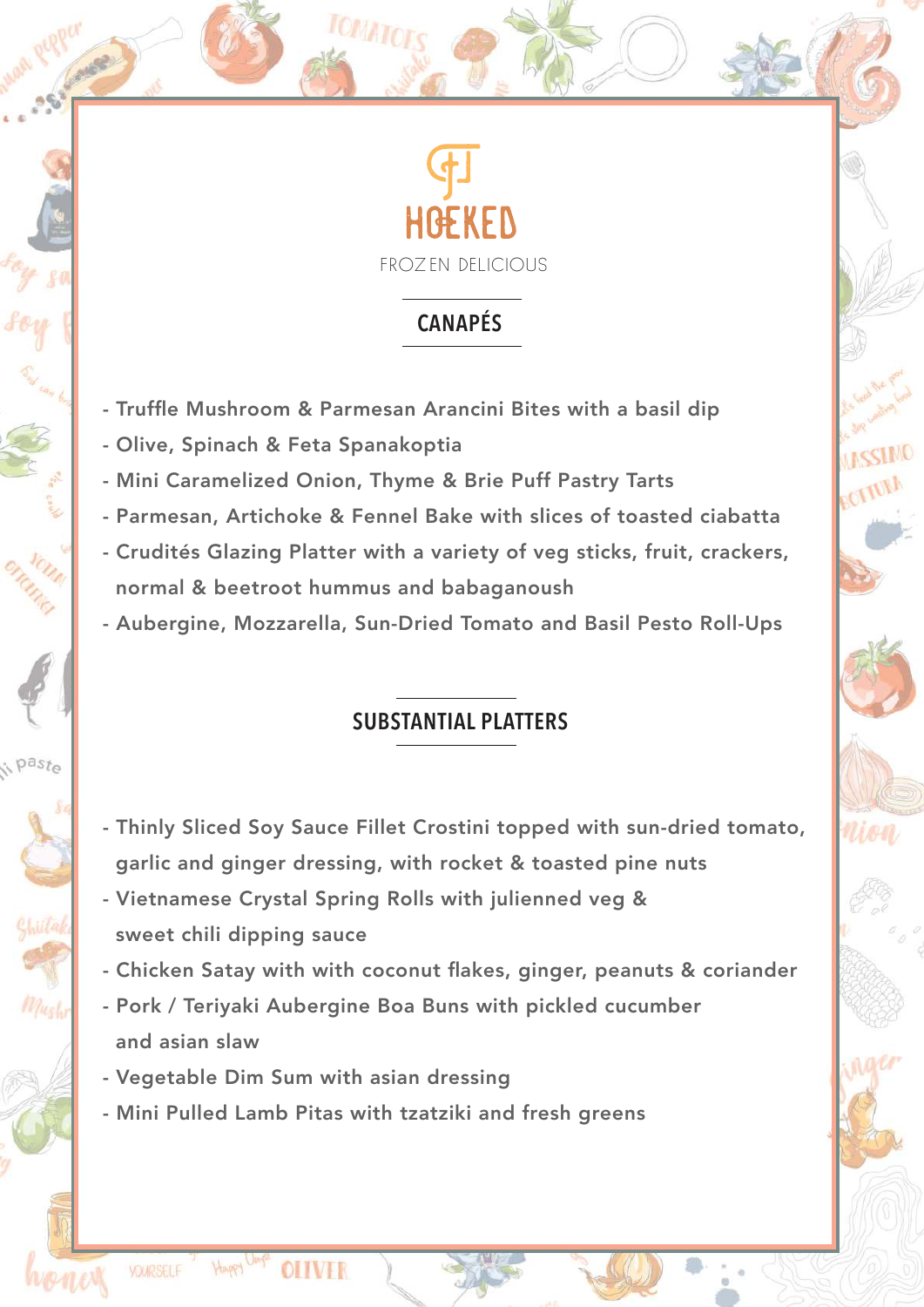# HOEKED

FROZEN DELICIOUS

## CANAPÉS

- Truffle Mushroom & Parmesan Arancini Bites with a basil dip
- Olive, Spinach & Feta Spanakoptia
- Mini Caramelized Onion, Thyme & Brie Puff Pastry Tarts
- Parmesan, Artichoke & Fennel Bake with slices of toasted ciabatta
- Crudités Glazing Platter with a variety of veg sticks, fruit, crackers, normal & beetroot hummus and babaganoush
- Aubergine, Mozzarella, Sun-Dried Tomato and Basil Pesto Roll-Ups

## SUBSTANTIAL PLATTERS

- Thinly Sliced Soy Sauce Fillet Crostini topped with sun-dried tomato, garlic and ginger dressing, with rocket & toasted pine nuts
- Vietnamese Crystal Spring Rolls with julienned veg & sweet chili dipping sauce
- Chicken Satay with with coconut flakes, ginger, peanuts & coriander
- Pork / Teriyaki Aubergine Boa Buns with pickled cucumber and asian slaw
- Vegetable Dim Sum with asian dressing
- Mini Pulled Lamb Pitas with tzatziki and fresh greens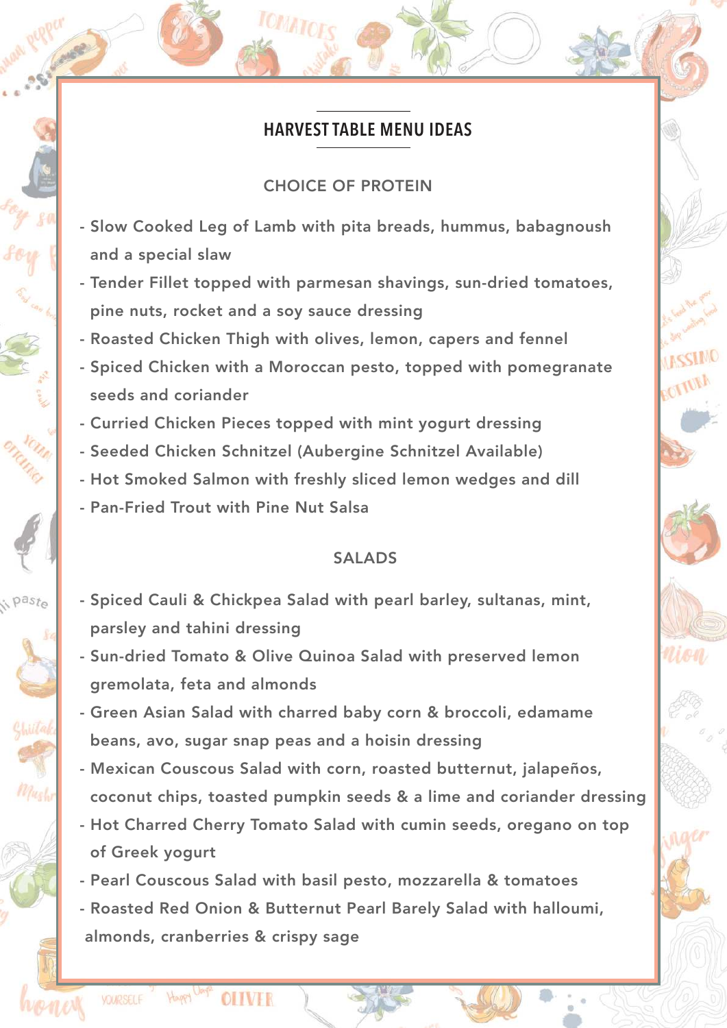## HARVEST TABLE MENU IDEAS

### CHOICE OF PROTEIN

- Slow Cooked Leg of Lamb with pita breads, hummus, babagnoush and a special slaw
- Tender Fillet topped with parmesan shavings, sun-dried tomatoes, pine nuts, rocket and a soy sauce dressing
- Roasted Chicken Thigh with olives, lemon, capers and fennel
- Spiced Chicken with a Moroccan pesto, topped with pomegranate seeds and coriander
- Curried Chicken Pieces topped with mint yogurt dressing
- Seeded Chicken Schnitzel (Aubergine Schnitzel Available)
- Hot Smoked Salmon with freshly sliced lemon wedges and dill
- Pan-Fried Trout with Pine Nut Salsa

### SALADS

- Spiced Cauli & Chickpea Salad with pearl barley, sultanas, mint, parsley and tahini dressing
- Sun-dried Tomato & Olive Quinoa Salad with preserved lemon gremolata, feta and almonds
- Green Asian Salad with charred baby corn & broccoli, edamame beans, avo, sugar snap peas and a hoisin dressing
- Mexican Couscous Salad with corn, roasted butternut, jalapeños, coconut chips, toasted pumpkin seeds & a lime and coriander dressing
- Hot Charred Cherry Tomato Salad with cumin seeds, oregano on top of Greek yogurt
- Pearl Couscous Salad with basil pesto, mozzarella & tomatoes
- Roasted Red Onion & Butternut Pearl Barely Salad with halloumi, almonds, cranberries & crispy sage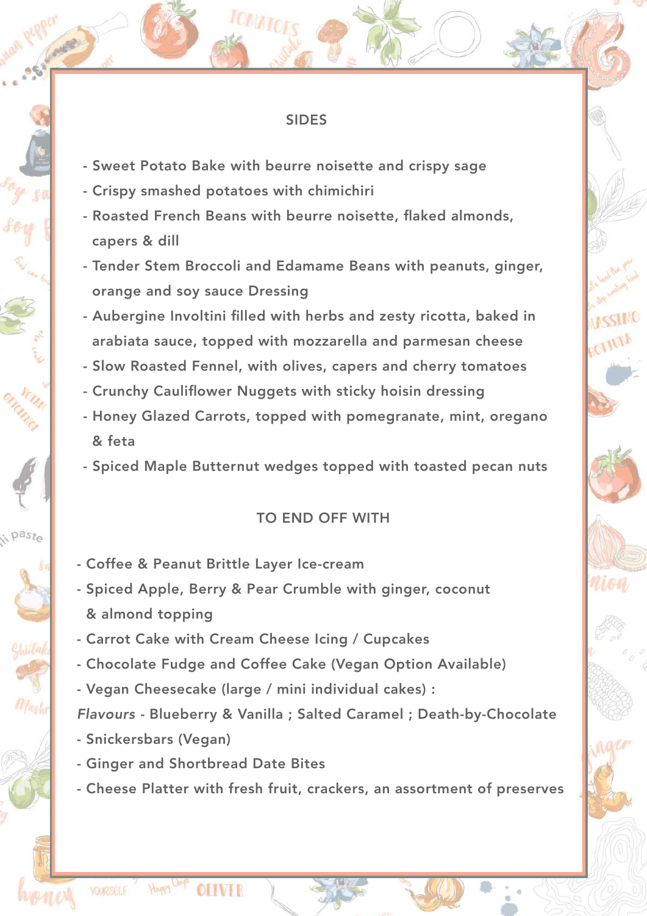## SIDES

- Sweet Potato Bake with beurre noisette and crispy sage
- Crispy smashed potatoes with chimichiri
- Roasted French Beans with beurre noisette, flaked almonds, capers & dill
- Tender Stem Broccoli and Edamame Beans with peanuts, ginger, orange and soy sauce Dressing
- Aubergine Involtini filled with herbs and zesty ricotta, baked in arabiata sauce, topped with mozzarella and parmesan cheese
- Slow Roasted Fennel, with olives, capers and cherry tomatoes
- Crunchy Cauliflower Nuggets with sticky hoisin dressing
- Honey Glazed Carrots, topped with pomegranate, mint, oregano & feta
- Spiced Maple Butternut wedges topped with toasted pecan nuts

## TO END OFF WITH

- Coffee & Peanut Brittle Layer Ice-cream
- Spiced Apple, Berry & Pear Crumble with ginger, coconut & almond topping
- Carrot Cake with Cream Cheese Icing / Cupcakes
- Chocolate Fudge and Coffee Cake (Vegan Option Available)
- Vegan Cheesecake (large / mini individual cakes) :

*Flavours* - Blueberry & Vanilla ; Salted Caramel ; Death-by-Chocolate

- Snickersbars (Vegan)
- Ginger and Shortbread Date Bites
- Cheese Platter with fresh fruit, crackers, an assortment of preserves